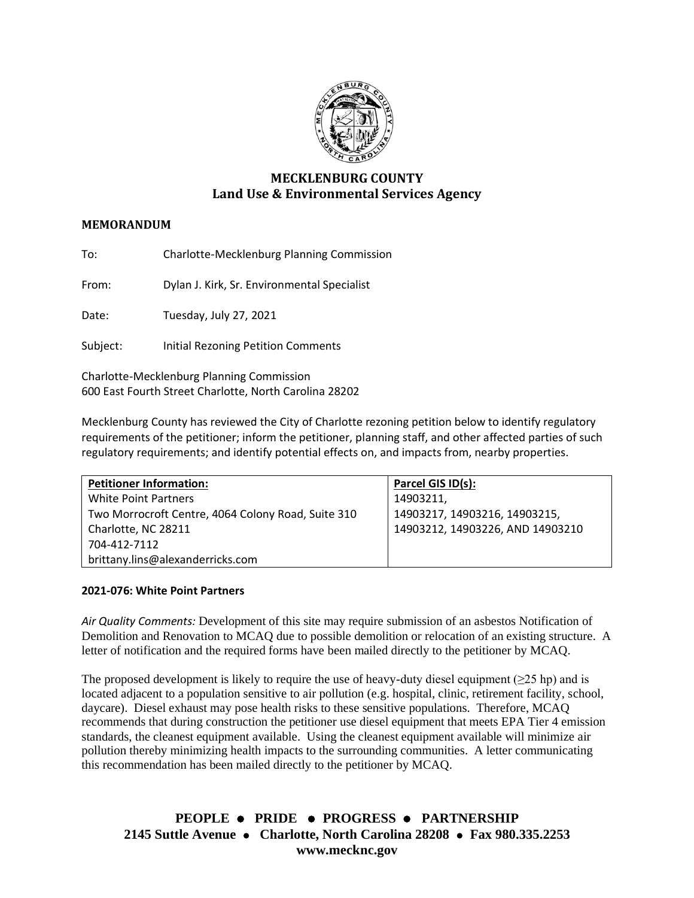# MECKLENBURG COUNTY
## Land Use & Environmental Services Agency

**MEMORANDUM**

To: Charlotte-Mecklenburg Planning Commission

From: Dylan J. Kirk, Sr. Environmental Specialist

Date: Tuesday, July 27, 2021

Subject: Initial Rezoning Petition Comments

Charlotte-Mecklenburg Planning Commission
600 East Fourth Street Charlotte, North Carolina 28202

Mecklenburg County has reviewed the City of Charlotte rezoning petition below to identify regulatory requirements of the petitioner; inform the petitioner, planning staff, and other affected parties of such regulatory requirements; and identify potential effects on, and impacts from, nearby properties.

| **Petitioner Information:** | **Parcel GIS ID(s):** |
|---|---|
| White Point Partners<br>Two Morrocroft Centre, 4064 Colony Road, Suite 310<br>Charlotte, NC 28211<br>704-412-7112<br>brittany.lins@alexanderricks.com | 14903211,<br>14903217, 14903216, 14903215,<br>14903212, 14903226, AND 14903210 |

**2021-076: White Point Partners**

*Air Quality Comments:* Development of this site may require submission of an asbestos Notification of Demolition and Renovation to MCAQ due to possible demolition or relocation of an existing structure. A letter of notification and the required forms have been mailed directly to the petitioner by MCAQ.

The proposed development is likely to require the use of heavy-duty diesel equipment (≥25 hp) and is located adjacent to a population sensitive to air pollution (e.g. hospital, clinic, retirement facility, school, daycare). Diesel exhaust may pose health risks to these sensitive populations. Therefore, MCAQ recommends that during construction the petitioner use diesel equipment that meets EPA Tier 4 emission standards, the cleanest equipment available. Using the cleanest equipment available will minimize air pollution thereby minimizing health impacts to the surrounding communities. A letter communicating this recommendation has been mailed directly to the petitioner by MCAQ.

**PEOPLE • PRIDE • PROGRESS • PARTNERSHIP**
**2145 Suttle Avenue • Charlotte, North Carolina 28208 • Fax 980.335.2253**
**www.mecknc.gov**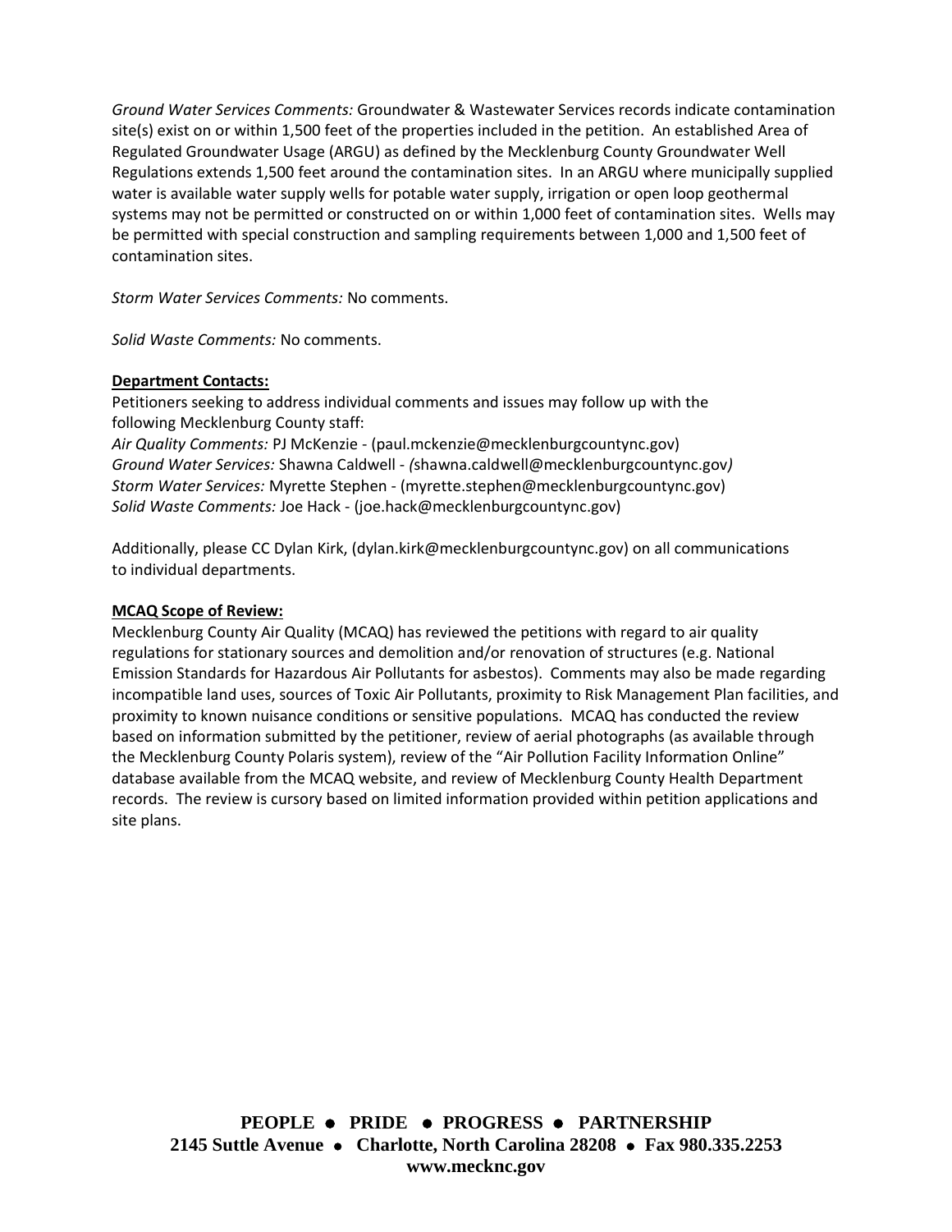*Ground Water Services Comments:* Groundwater & Wastewater Services records indicate contamination site(s) exist on or within 1,500 feet of the properties included in the petition. An established Area of Regulated Groundwater Usage (ARGU) as defined by the Mecklenburg County Groundwater Well Regulations extends 1,500 feet around the contamination sites. In an ARGU where municipally supplied water is available water supply wells for potable water supply, irrigation or open loop geothermal systems may not be permitted or constructed on or within 1,000 feet of contamination sites. Wells may be permitted with special construction and sampling requirements between 1,000 and 1,500 feet of contamination sites.

*Storm Water Services Comments:* No comments.

*Solid Waste Comments:* No comments.

**Department Contacts:**

Petitioners seeking to address individual comments and issues may follow up with the following Mecklenburg County staff:

*Air Quality Comments:* PJ McKenzie - (paul.mckenzie@mecklenburgcountync.gov)
*Ground Water Services:* Shawna Caldwell - *(*shawna.caldwell@mecklenburgcountync.gov*)*
*Storm Water Services:* Myrette Stephen - (myrette.stephen@mecklenburgcountync.gov)
*Solid Waste Comments:* Joe Hack - (joe.hack@mecklenburgcountync.gov)

Additionally, please CC Dylan Kirk, (dylan.kirk@mecklenburgcountync.gov) on all communications to individual departments.

**MCAQ Scope of Review:**

Mecklenburg County Air Quality (MCAQ) has reviewed the petitions with regard to air quality regulations for stationary sources and demolition and/or renovation of structures (e.g. National Emission Standards for Hazardous Air Pollutants for asbestos). Comments may also be made regarding incompatible land uses, sources of Toxic Air Pollutants, proximity to Risk Management Plan facilities, and proximity to known nuisance conditions or sensitive populations. MCAQ has conducted the review based on information submitted by the petitioner, review of aerial photographs (as available through the Mecklenburg County Polaris system), review of the "Air Pollution Facility Information Online" database available from the MCAQ website, and review of Mecklenburg County Health Department records. The review is cursory based on limited information provided within petition applications and site plans.

**PEOPLE • PRIDE • PROGRESS • PARTNERSHIP**
**2145 Suttle Avenue • Charlotte, North Carolina 28208 • Fax 980.335.2253**
**www.mecknc.gov**